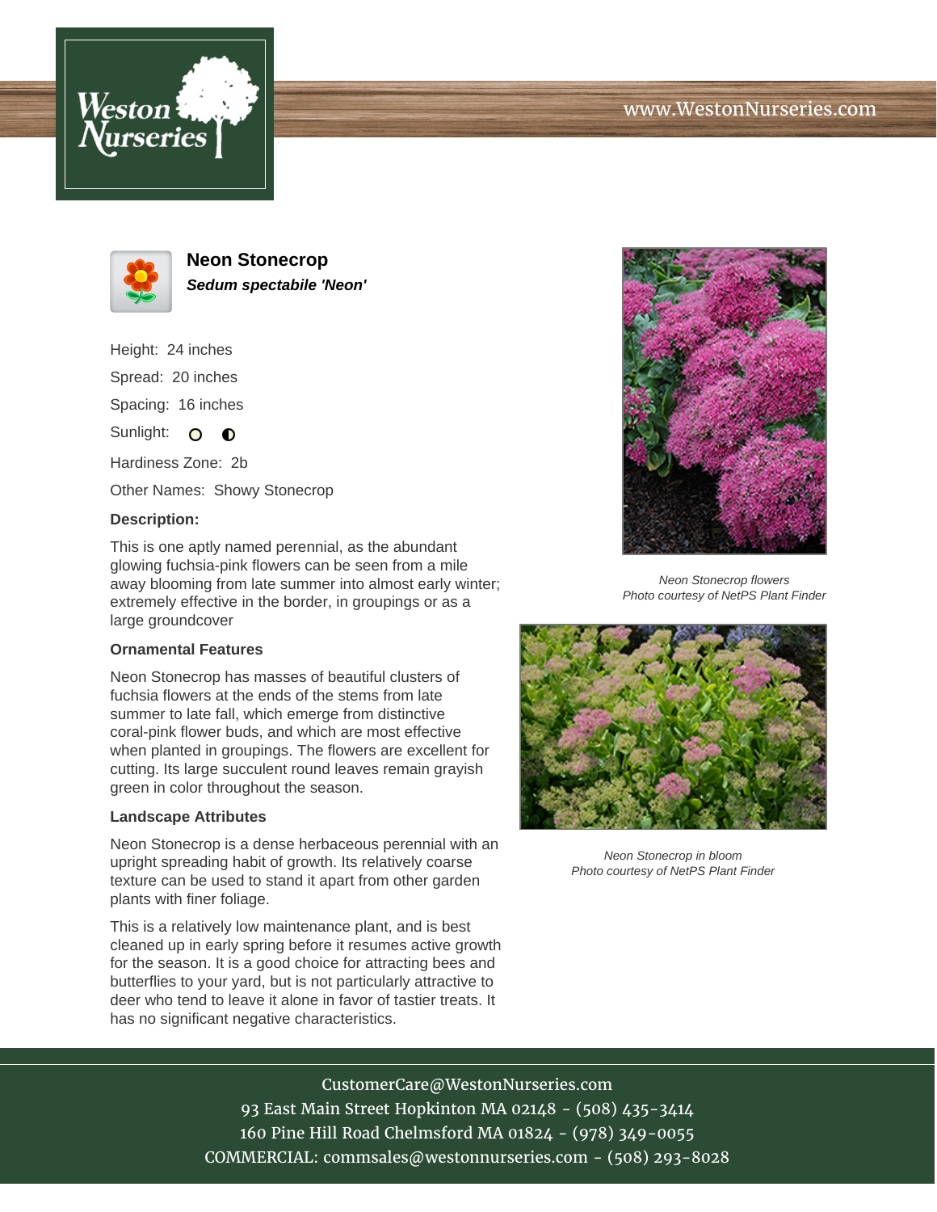# Neon Stonecrop

***Sedum spectabile 'Neon'***

Height: 24 inches

Spread: 20 inches

Spacing: 16 inches

Sunlight: ○ ◐

Hardiness Zone: 2b

Other Names: Showy Stonecrop

### Description:

This is one aptly named perennial, as the abundant glowing fuchsia-pink flowers can be seen from a mile away blooming from late summer into almost early winter; extremely effective in the border, in groupings or as a large groundcover

### Ornamental Features

Neon Stonecrop has masses of beautiful clusters of fuchsia flowers at the ends of the stems from late summer to late fall, which emerge from distinctive coral-pink flower buds, and which are most effective when planted in groupings. The flowers are excellent for cutting. Its large succulent round leaves remain grayish green in color throughout the season.

### Landscape Attributes

Neon Stonecrop is a dense herbaceous perennial with an upright spreading habit of growth. Its relatively coarse texture can be used to stand it apart from other garden plants with finer foliage.

This is a relatively low maintenance plant, and is best cleaned up in early spring before it resumes active growth for the season. It is a good choice for attracting bees and butterflies to your yard, but is not particularly attractive to deer who tend to leave it alone in favor of tastier treats. It has no significant negative characteristics.

*Neon Stonecrop flowers*
*Photo courtesy of NetPS Plant Finder*

*Neon Stonecrop in bloom*
*Photo courtesy of NetPS Plant Finder*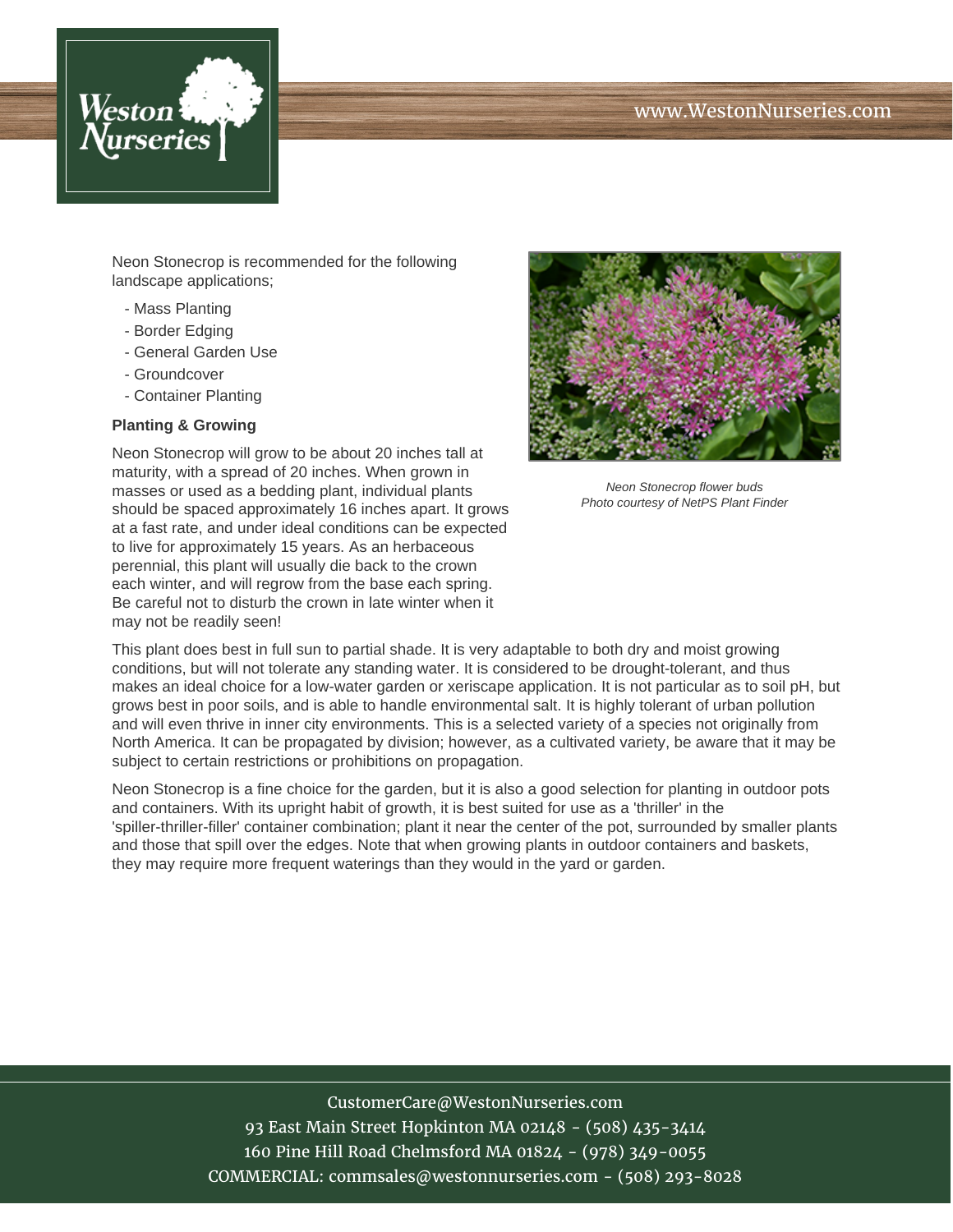Neon Stonecrop is recommended for the following landscape applications;

- Mass Planting
- Border Edging
- General Garden Use
- Groundcover
- Container Planting

*Neon Stonecrop flower buds*
*Photo courtesy of NetPS Plant Finder*

**Planting & Growing**

Neon Stonecrop will grow to be about 20 inches tall at maturity, with a spread of 20 inches. When grown in masses or used as a bedding plant, individual plants should be spaced approximately 16 inches apart. It grows at a fast rate, and under ideal conditions can be expected to live for approximately 15 years. As an herbaceous perennial, this plant will usually die back to the crown each winter, and will regrow from the base each spring. Be careful not to disturb the crown in late winter when it may not be readily seen!

This plant does best in full sun to partial shade. It is very adaptable to both dry and moist growing conditions, but will not tolerate any standing water. It is considered to be drought-tolerant, and thus makes an ideal choice for a low-water garden or xeriscape application. It is not particular as to soil pH, but grows best in poor soils, and is able to handle environmental salt. It is highly tolerant of urban pollution and will even thrive in inner city environments. This is a selected variety of a species not originally from North America. It can be propagated by division; however, as a cultivated variety, be aware that it may be subject to certain restrictions or prohibitions on propagation.

Neon Stonecrop is a fine choice for the garden, but it is also a good selection for planting in outdoor pots and containers. With its upright habit of growth, it is best suited for use as a 'thriller' in the 'spiller-thriller-filler' container combination; plant it near the center of the pot, surrounded by smaller plants and those that spill over the edges. Note that when growing plants in outdoor containers and baskets, they may require more frequent waterings than they would in the yard or garden.